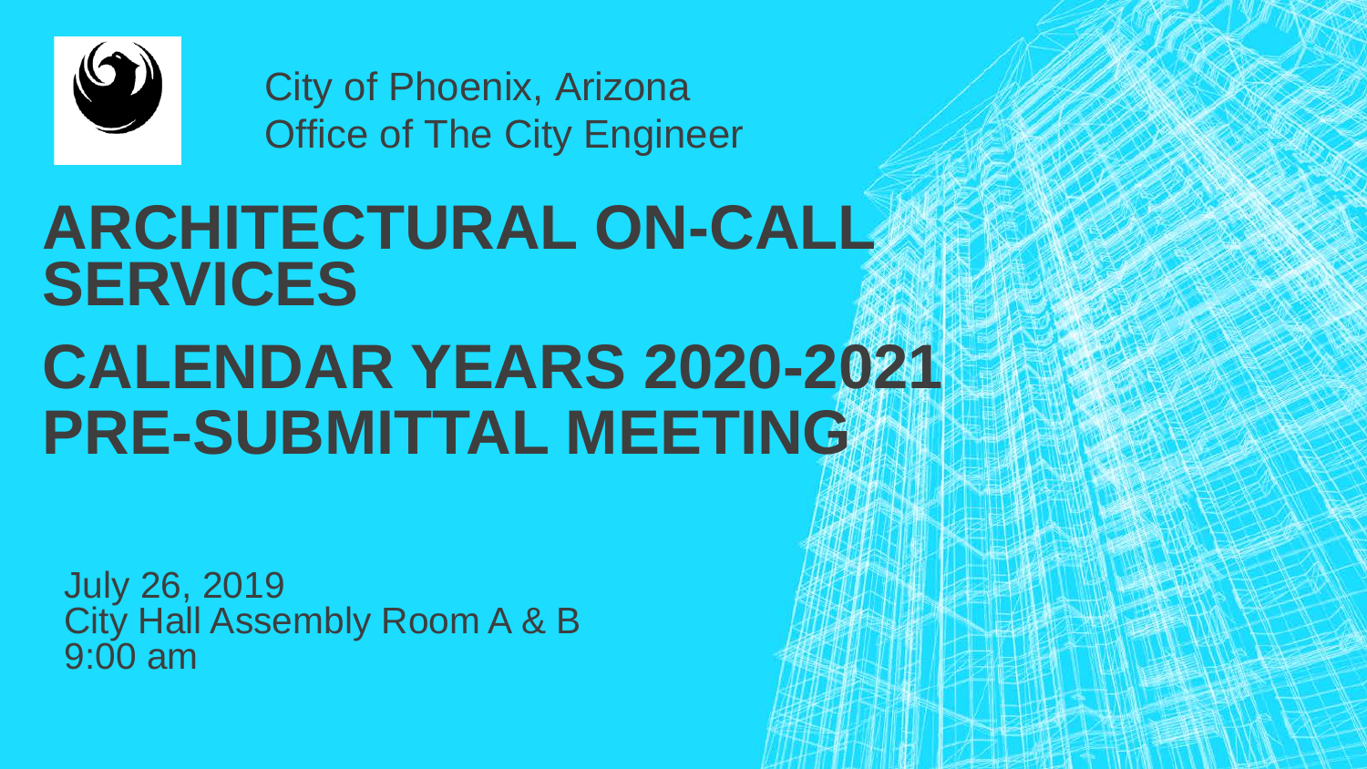City of Phoenix, Arizona
Office of The City Engineer

# ARCHITECTURAL ON-CALL SERVICES

# CALENDAR YEARS 2020-2021 PRE-SUBMITTAL MEETING

July 26, 2019
City Hall Assembly Room A & B
9:00 am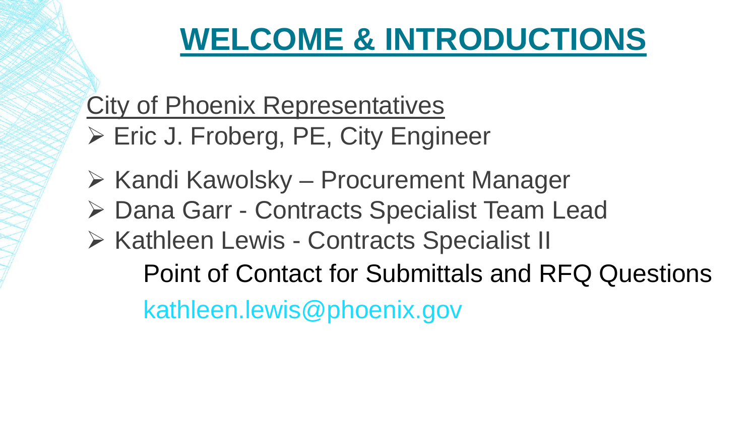# WELCOME & INTRODUCTIONS

City of Phoenix Representatives

- Eric J. Froberg, PE, City Engineer
- Kandi Kawolsky – Procurement Manager
- Dana Garr - Contracts Specialist Team Lead
- Kathleen Lewis - Contracts Specialist II

  Point of Contact for Submittals and RFQ Questions

  kathleen.lewis@phoenix.gov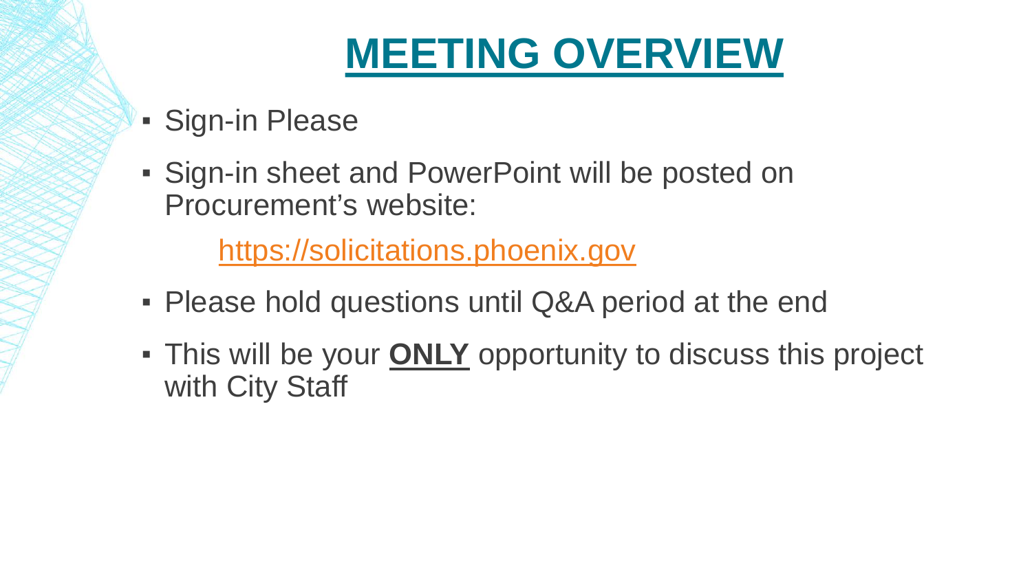# MEETING OVERVIEW

- Sign-in Please
- Sign-in sheet and PowerPoint will be posted on Procurement's website:

  https://solicitations.phoenix.gov

- Please hold questions until Q&A period at the end
- This will be your **ONLY** opportunity to discuss this project with City Staff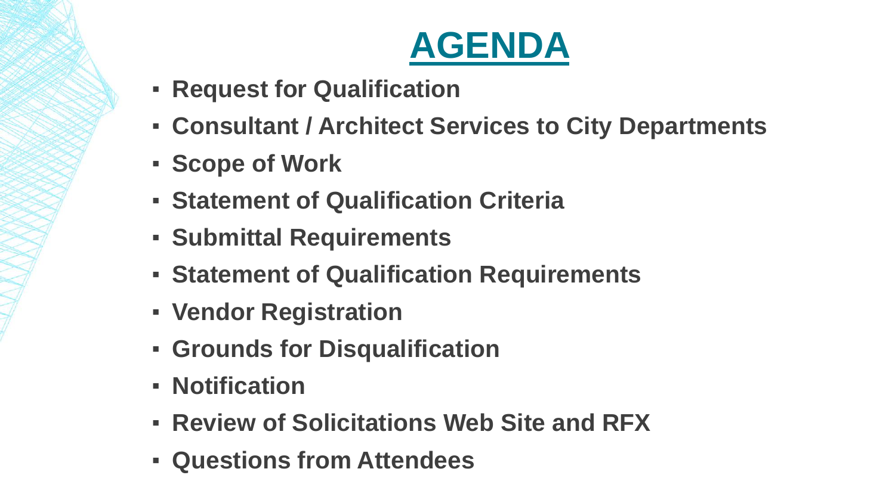# AGENDA

- **Request for Qualification**
- **Consultant / Architect Services to City Departments**
- **Scope of Work**
- **Statement of Qualification Criteria**
- **Submittal Requirements**
- **Statement of Qualification Requirements**
- **Vendor Registration**
- **Grounds for Disqualification**
- **Notification**
- **Review of Solicitations Web Site and RFX**
- **Questions from Attendees**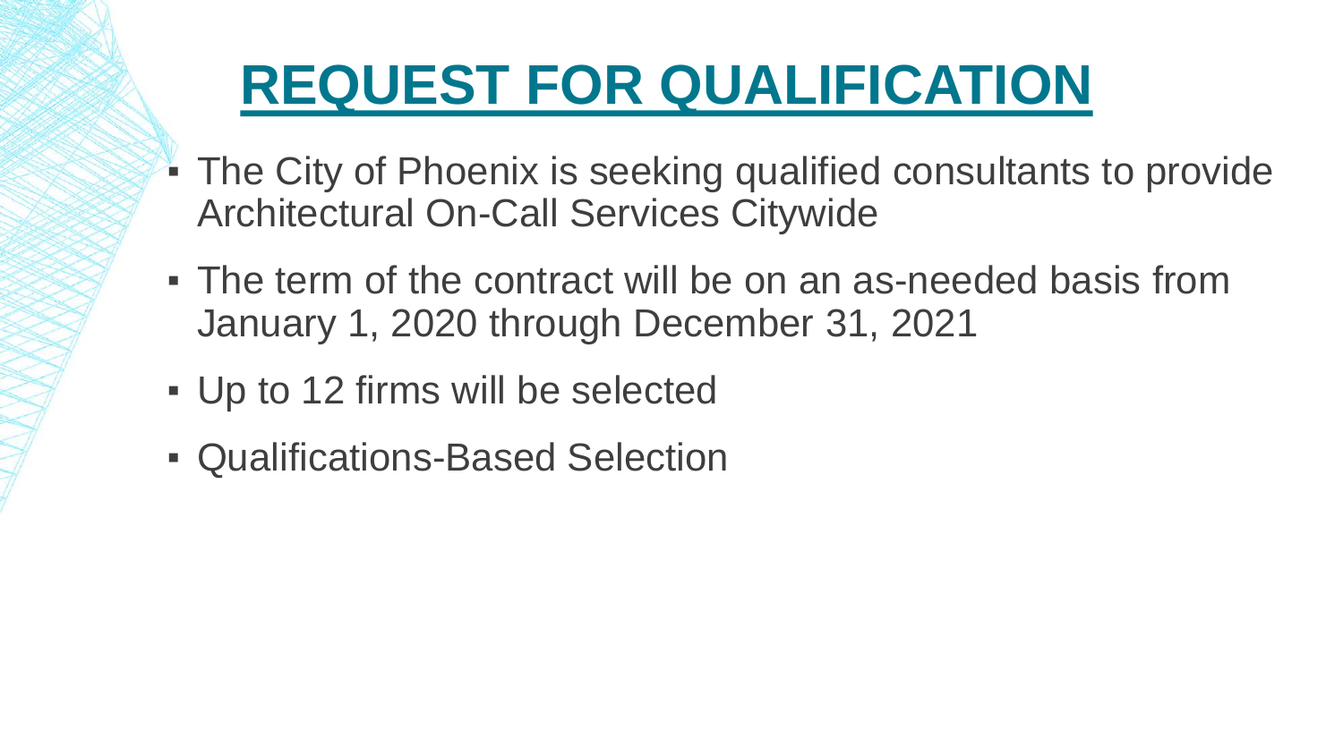# REQUEST FOR QUALIFICATION

- The City of Phoenix is seeking qualified consultants to provide Architectural On-Call Services Citywide
- The term of the contract will be on an as-needed basis from January 1, 2020 through December 31, 2021
- Up to 12 firms will be selected
- Qualifications-Based Selection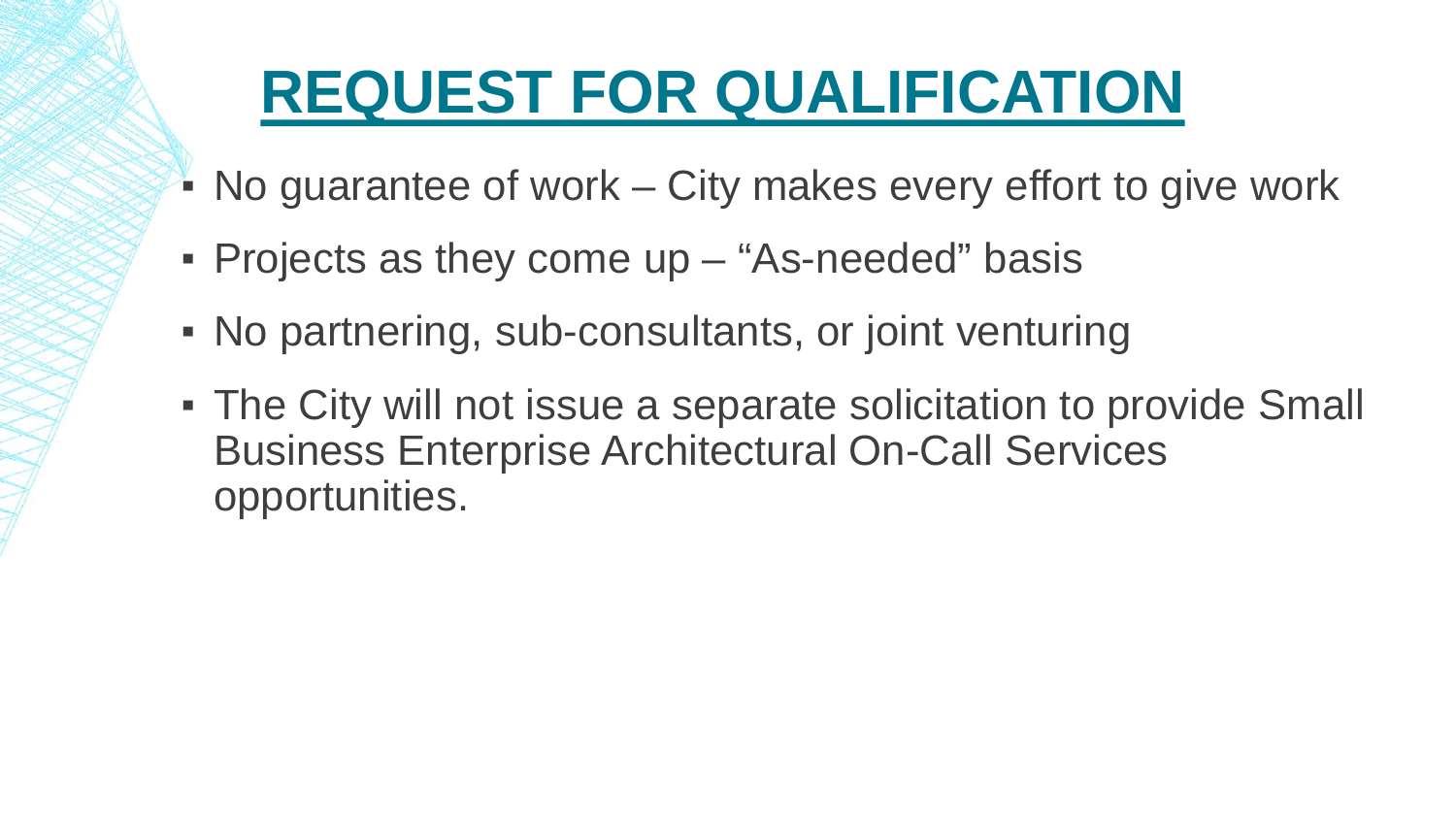# REQUEST FOR QUALIFICATION

- No guarantee of work – City makes every effort to give work
- Projects as they come up – "As-needed" basis
- No partnering, sub-consultants, or joint venturing
- The City will not issue a separate solicitation to provide Small Business Enterprise Architectural On-Call Services opportunities.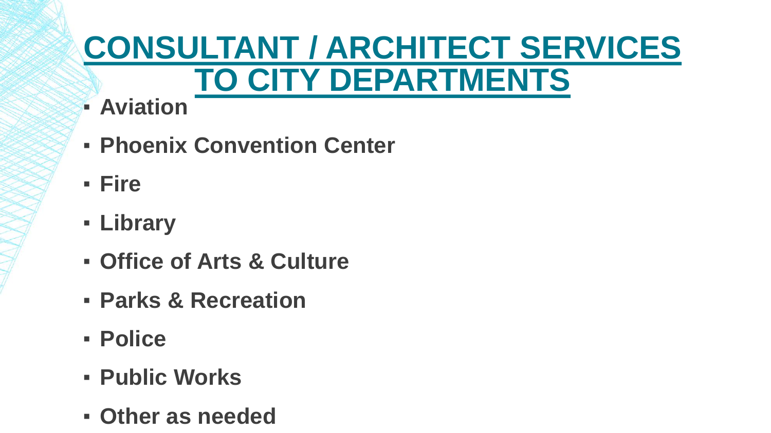# CONSULTANT / ARCHITECT SERVICES TO CITY DEPARTMENTS

- **Aviation**
- **Phoenix Convention Center**
- **Fire**
- **Library**
- **Office of Arts & Culture**
- **Parks & Recreation**
- **Police**
- **Public Works**
- **Other as needed**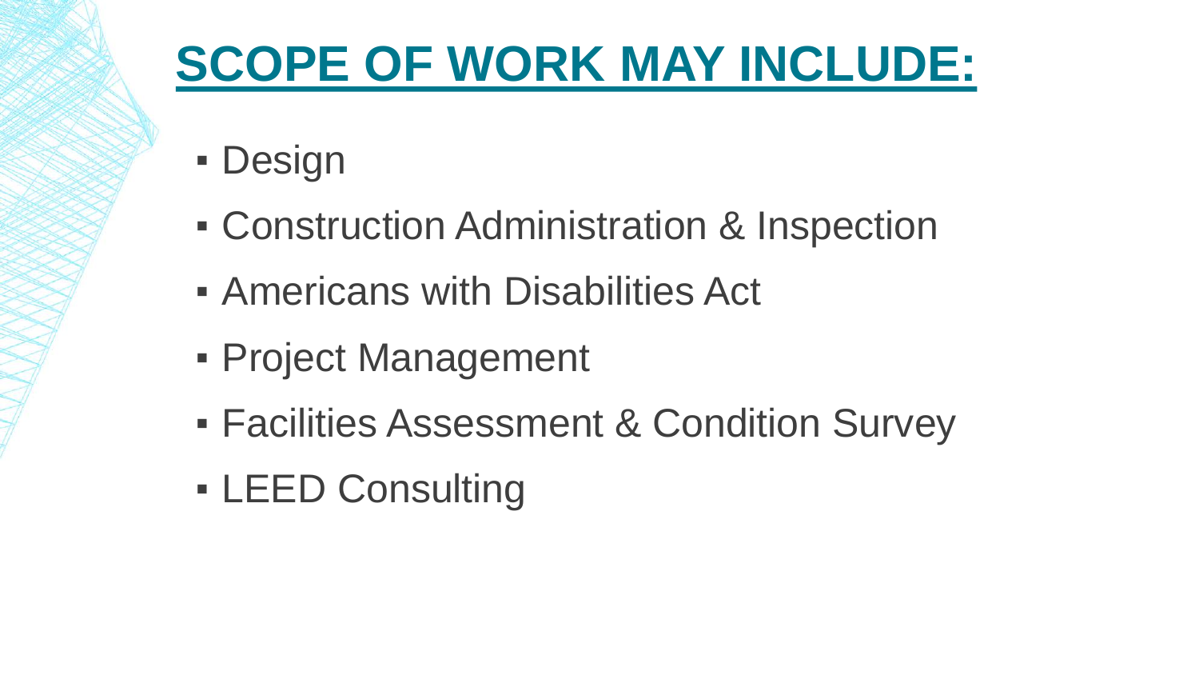# SCOPE OF WORK MAY INCLUDE:

- Design
- Construction Administration & Inspection
- Americans with Disabilities Act
- Project Management
- Facilities Assessment & Condition Survey
- LEED Consulting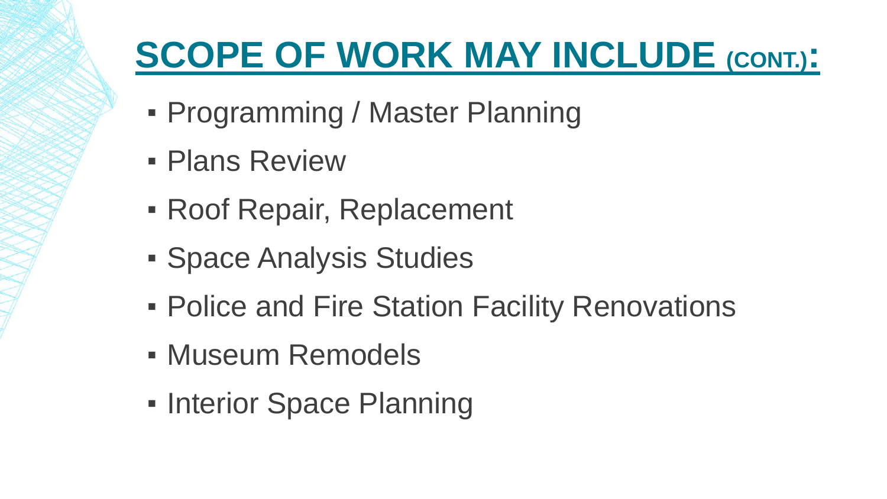# SCOPE OF WORK MAY INCLUDE (CONT.):

- Programming / Master Planning
- Plans Review
- Roof Repair, Replacement
- Space Analysis Studies
- Police and Fire Station Facility Renovations
- Museum Remodels
- Interior Space Planning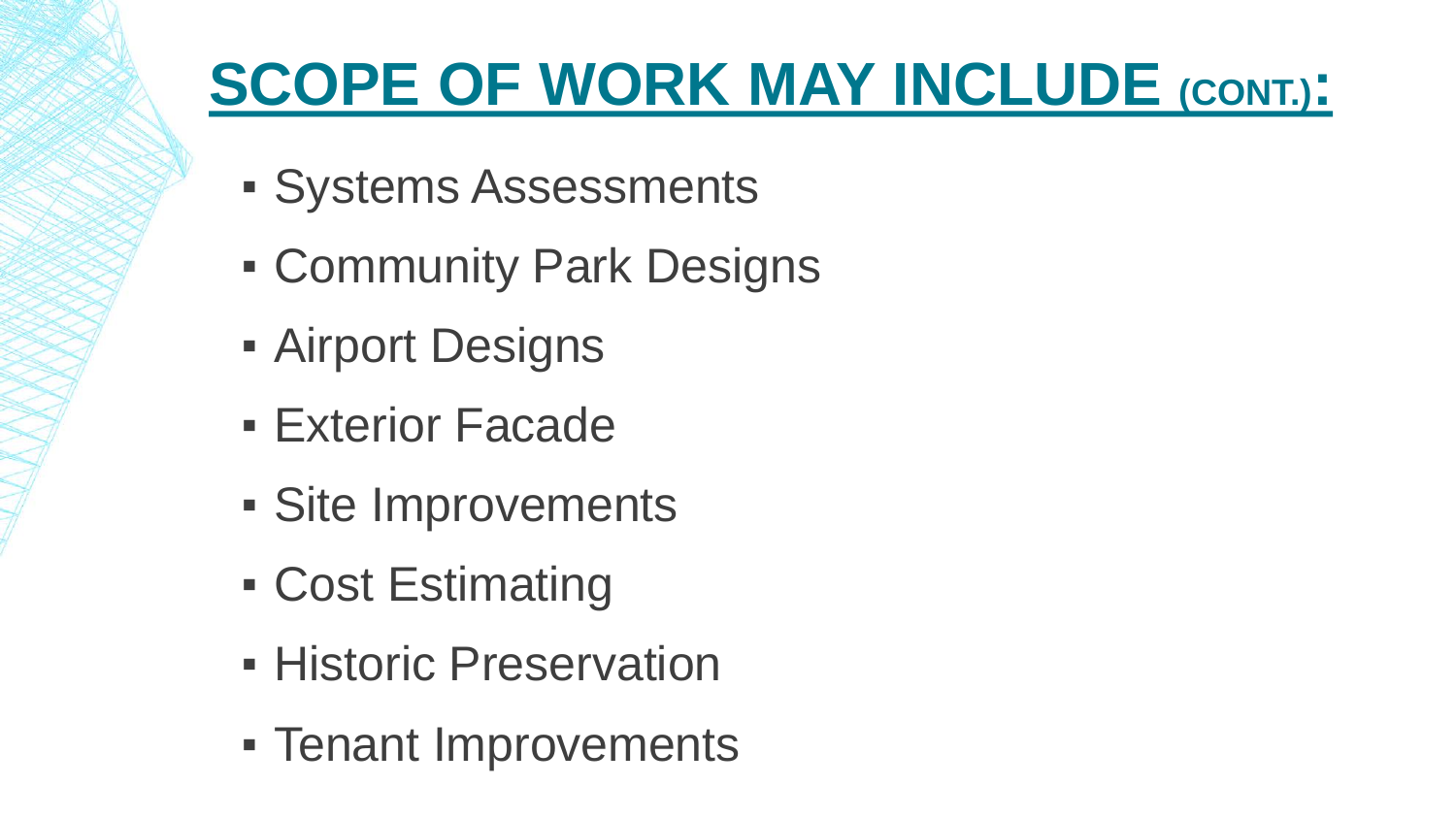# SCOPE OF WORK MAY INCLUDE (CONT.):

- Systems Assessments
- Community Park Designs
- Airport Designs
- Exterior Facade
- Site Improvements
- Cost Estimating
- Historic Preservation
- Tenant Improvements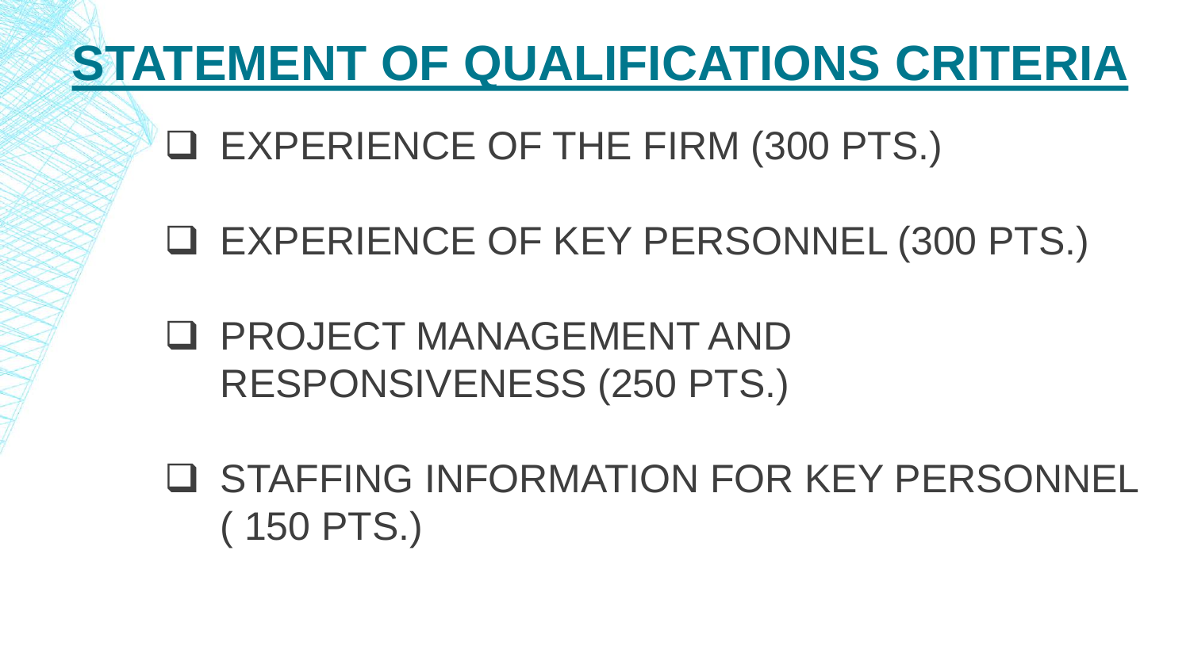# STATEMENT OF QUALIFICATIONS CRITERIA

- EXPERIENCE OF THE FIRM (300 PTS.)
- EXPERIENCE OF KEY PERSONNEL (300 PTS.)
- PROJECT MANAGEMENT AND RESPONSIVENESS (250 PTS.)
- STAFFING INFORMATION FOR KEY PERSONNEL ( 150 PTS.)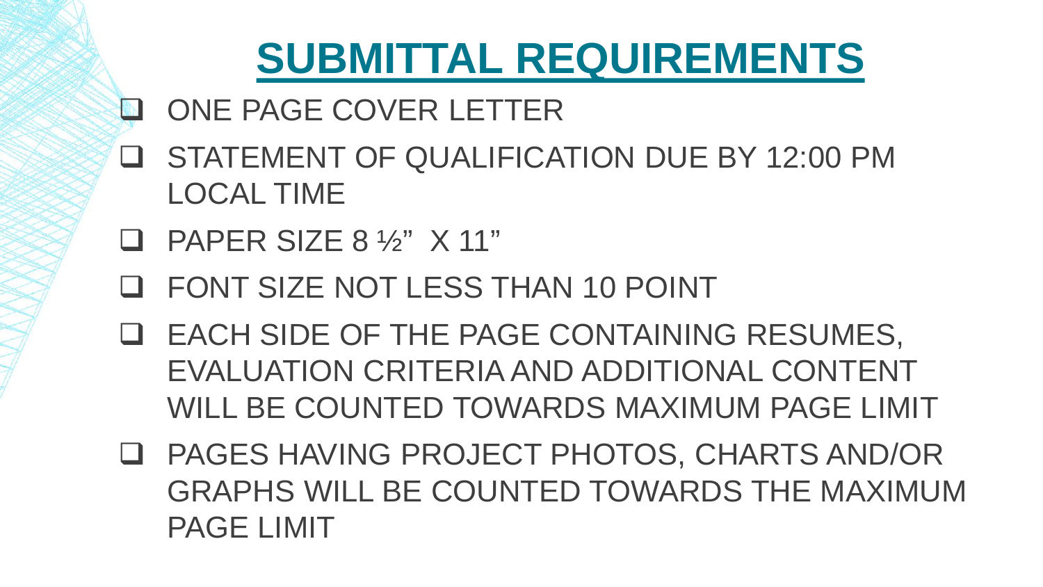# SUBMITTAL REQUIREMENTS

- ONE PAGE COVER LETTER
- STATEMENT OF QUALIFICATION DUE BY 12:00 PM LOCAL TIME
- PAPER SIZE 8 ½" X 11"
- FONT SIZE NOT LESS THAN 10 POINT
- EACH SIDE OF THE PAGE CONTAINING RESUMES, EVALUATION CRITERIA AND ADDITIONAL CONTENT WILL BE COUNTED TOWARDS MAXIMUM PAGE LIMIT
- PAGES HAVING PROJECT PHOTOS, CHARTS AND/OR GRAPHS WILL BE COUNTED TOWARDS THE MAXIMUM PAGE LIMIT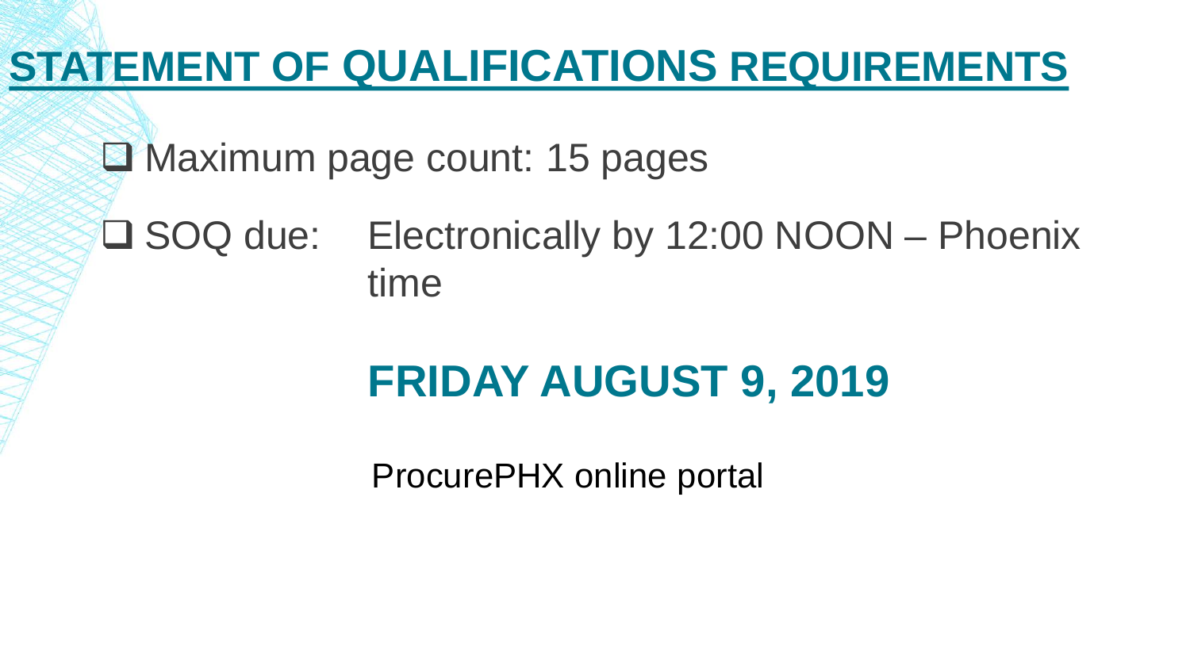# STATEMENT OF QUALIFICATIONS REQUIREMENTS

- ❑ Maximum page count: 15 pages
- ❑ SOQ due: Electronically by 12:00 NOON – Phoenix time

## FRIDAY AUGUST 9, 2019

ProcurePHX online portal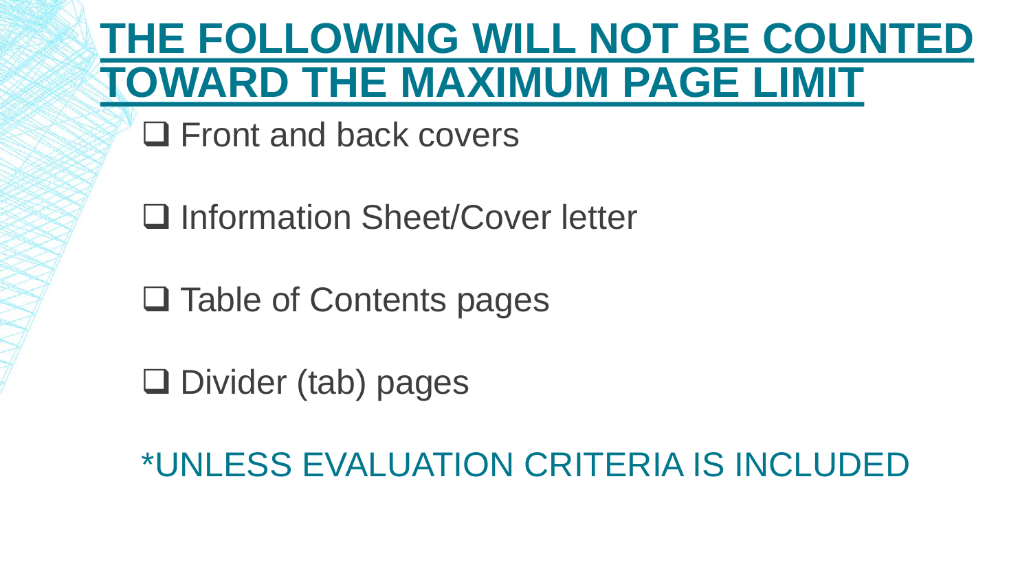# THE FOLLOWING WILL NOT BE COUNTED TOWARD THE MAXIMUM PAGE LIMIT

- ❑ Front and back covers
- ❑ Information Sheet/Cover letter
- ❑ Table of Contents pages
- ❑ Divider (tab) pages

*UNLESS EVALUATION CRITERIA IS INCLUDED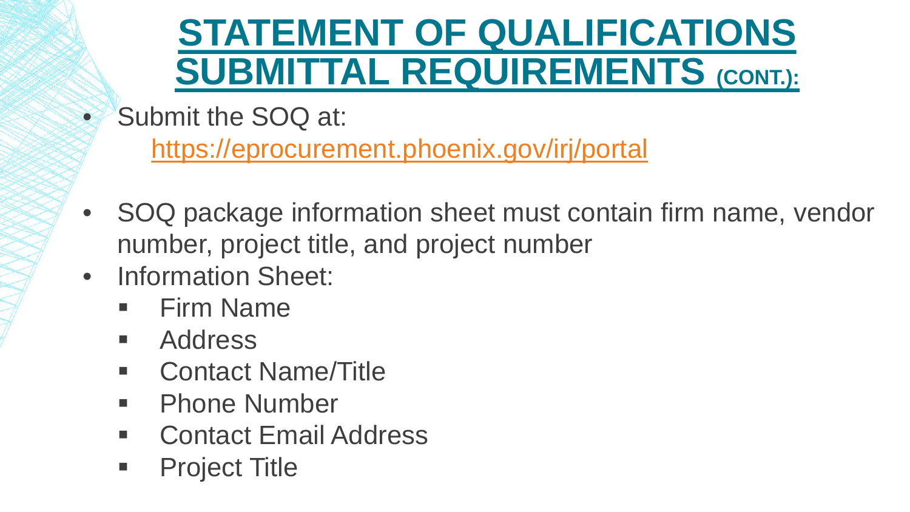# STATEMENT OF QUALIFICATIONS SUBMITTAL REQUIREMENTS (CONT.):

- Submit the SOQ at:
  https://eprocurement.phoenix.gov/irj/portal
- SOQ package information sheet must contain firm name, vendor number, project title, and project number
- Information Sheet:
  - Firm Name
  - Address
  - Contact Name/Title
  - Phone Number
  - Contact Email Address
  - Project Title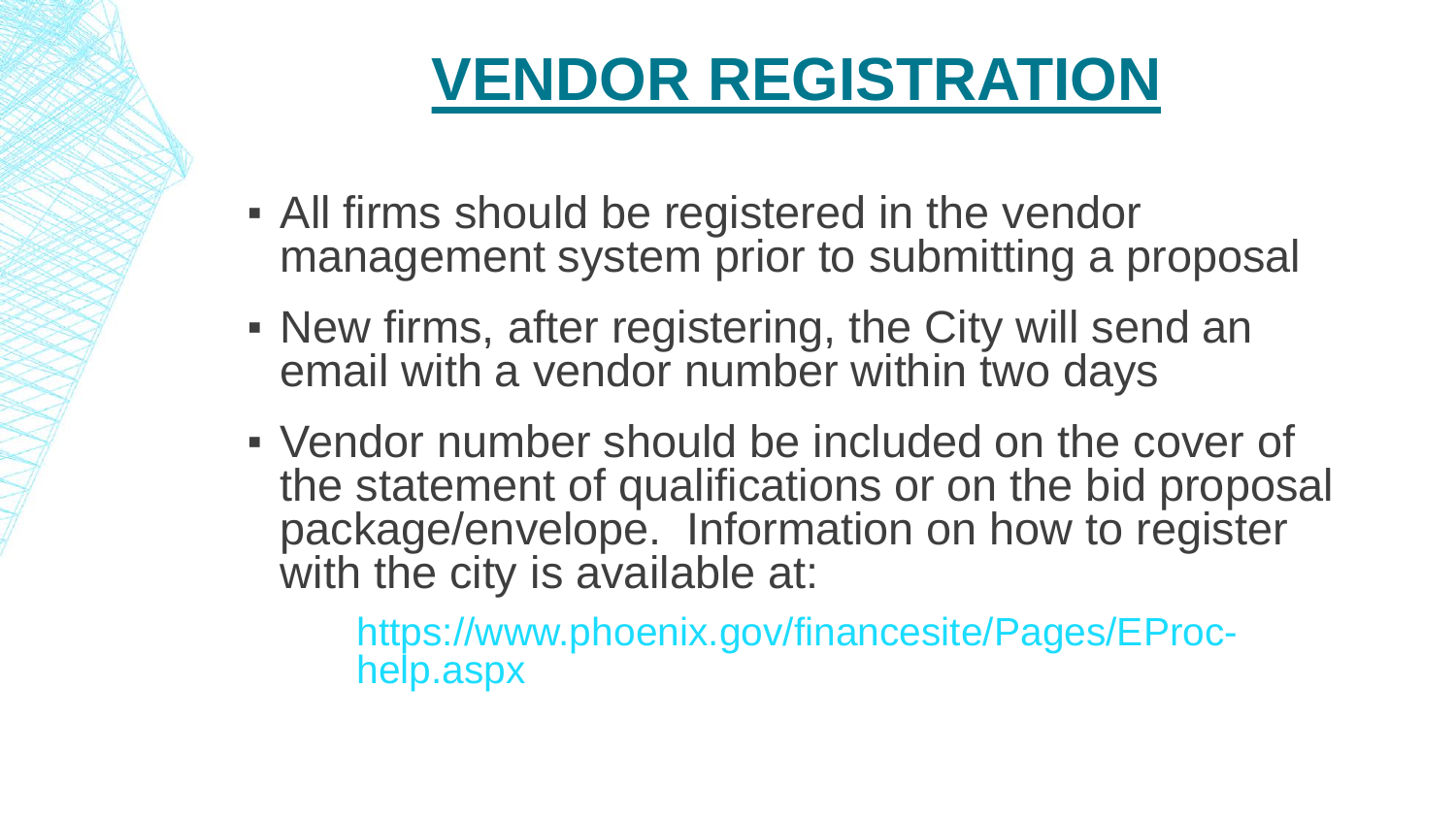# VENDOR REGISTRATION

- All firms should be registered in the vendor management system prior to submitting a proposal
- New firms, after registering, the City will send an email with a vendor number within two days
- Vendor number should be included on the cover of the statement of qualifications or on the bid proposal package/envelope. Information on how to register with the city is available at:

  https://www.phoenix.gov/financesite/Pages/EProc-help.aspx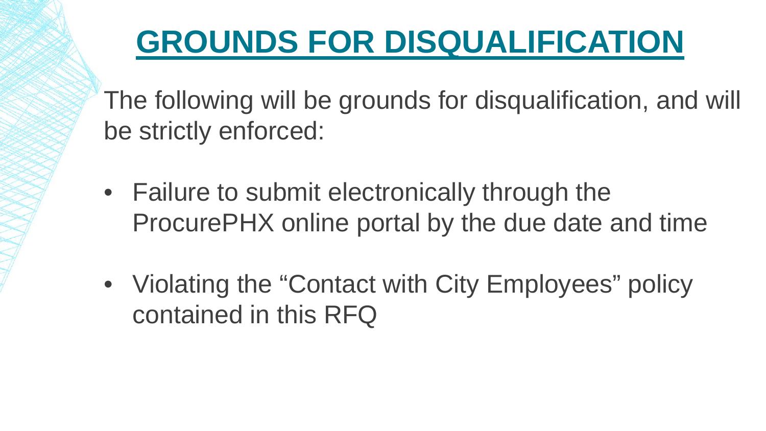# GROUNDS FOR DISQUALIFICATION

The following will be grounds for disqualification, and will be strictly enforced:

- Failure to submit electronically through the ProcurePHX online portal by the due date and time
- Violating the "Contact with City Employees" policy contained in this RFQ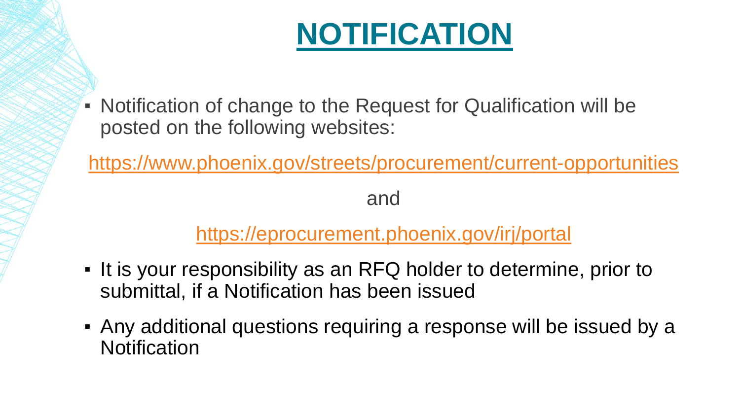# NOTIFICATION

- Notification of change to the Request for Qualification will be posted on the following websites:

https://www.phoenix.gov/streets/procurement/current-opportunities

and

https://eprocurement.phoenix.gov/irj/portal

- It is your responsibility as an RFQ holder to determine, prior to submittal, if a Notification has been issued
- Any additional questions requiring a response will be issued by a Notification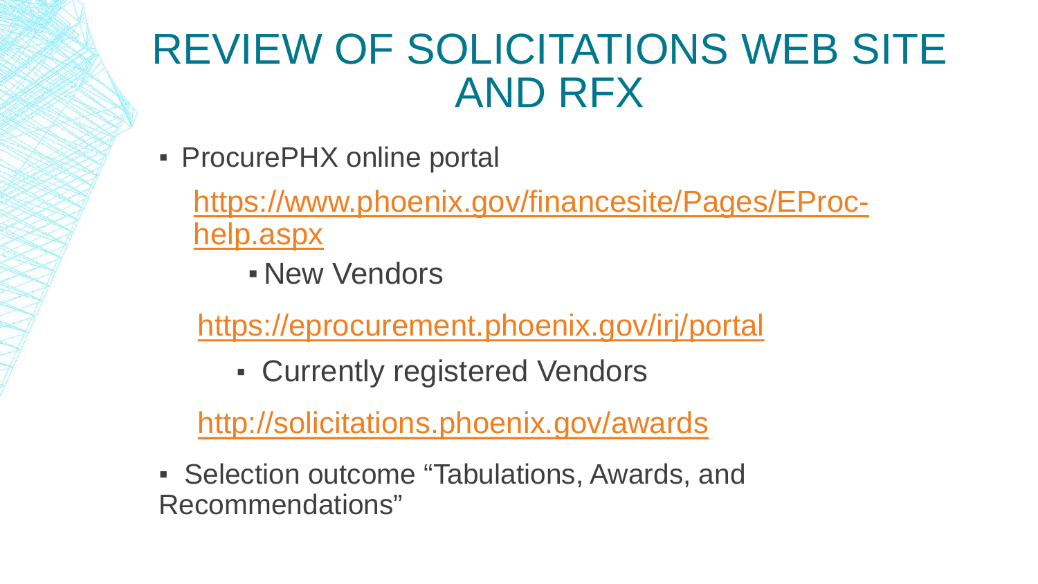# REVIEW OF SOLICITATIONS WEB SITE AND RFX

- ProcurePHX online portal

  https://www.phoenix.gov/financesite/Pages/EProc-help.aspx

  - New Vendors

  https://eprocurement.phoenix.gov/irj/portal

  - Currently registered Vendors

  http://solicitations.phoenix.gov/awards

- Selection outcome “Tabulations, Awards, and Recommendations”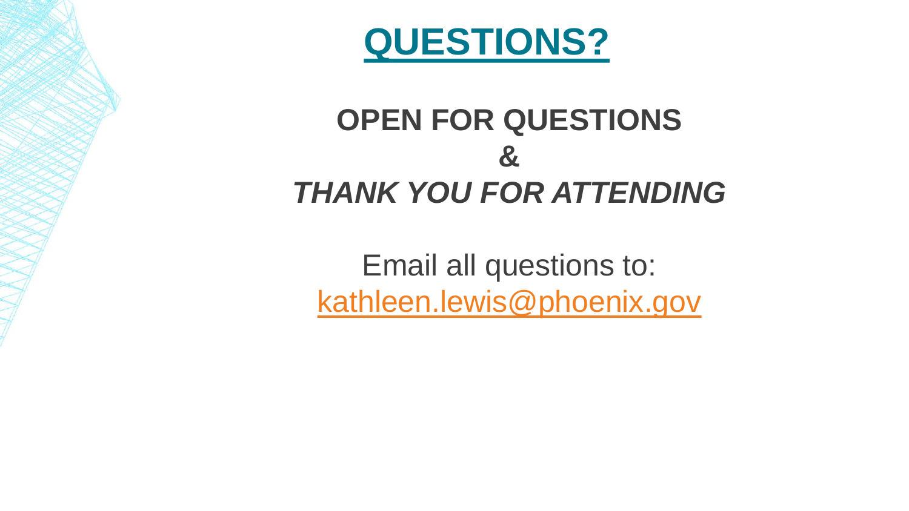# QUESTIONS?

**OPEN FOR QUESTIONS**

**&**

***THANK YOU FOR ATTENDING***

Email all questions to:
kathleen.lewis@phoenix.gov